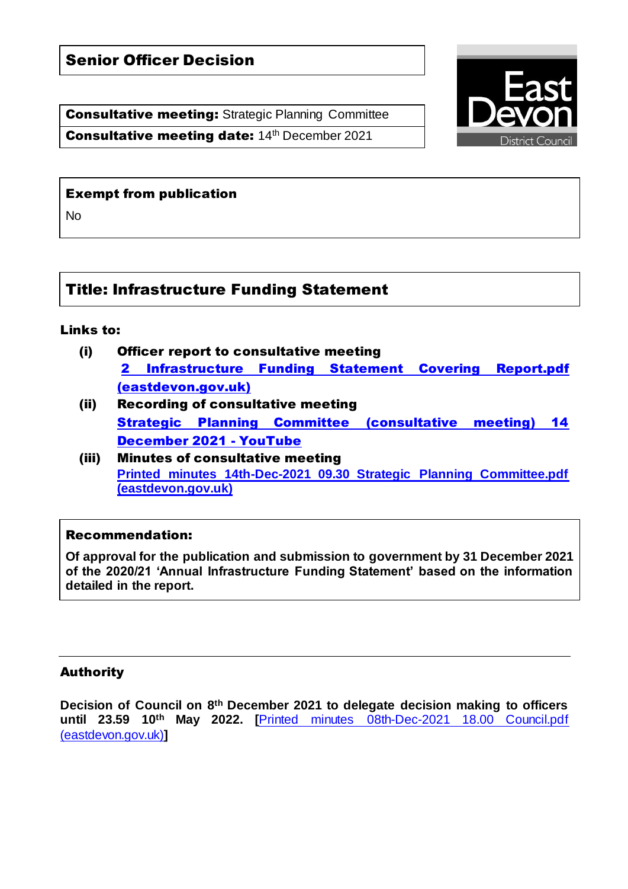# Senior Officer Decision

**Consultative meeting:** Strategic Planning Committee

**Consultative meeting date:** 14th December 2021

**Exempt from publication**

No

## Title: Infrastructure Funding Statement

**Links to:**

**(i) Officer report to consultative meeting**
[2 Infrastructure Funding Statement Covering Report.pdf (eastdevon.gov.uk)]

**(ii) Recording of consultative meeting**
[Strategic Planning Committee (consultative meeting) 14 December 2021 - YouTube]

**(iii) Minutes of consultative meeting**
[Printed minutes 14th-Dec-2021 09.30 Strategic Planning Committee.pdf (eastdevon.gov.uk)]

**Recommendation:**

**Of approval for the publication and submission to government by 31 December 2021 of the 2020/21 'Annual Infrastructure Funding Statement' based on the information detailed in the report.**

**Authority**

**Decision of Council on 8th December 2021 to delegate decision making to officers until 23.59 10th May 2022. [**Printed minutes 08th-Dec-2021 18.00 Council.pdf (eastdevon.gov.uk)**]**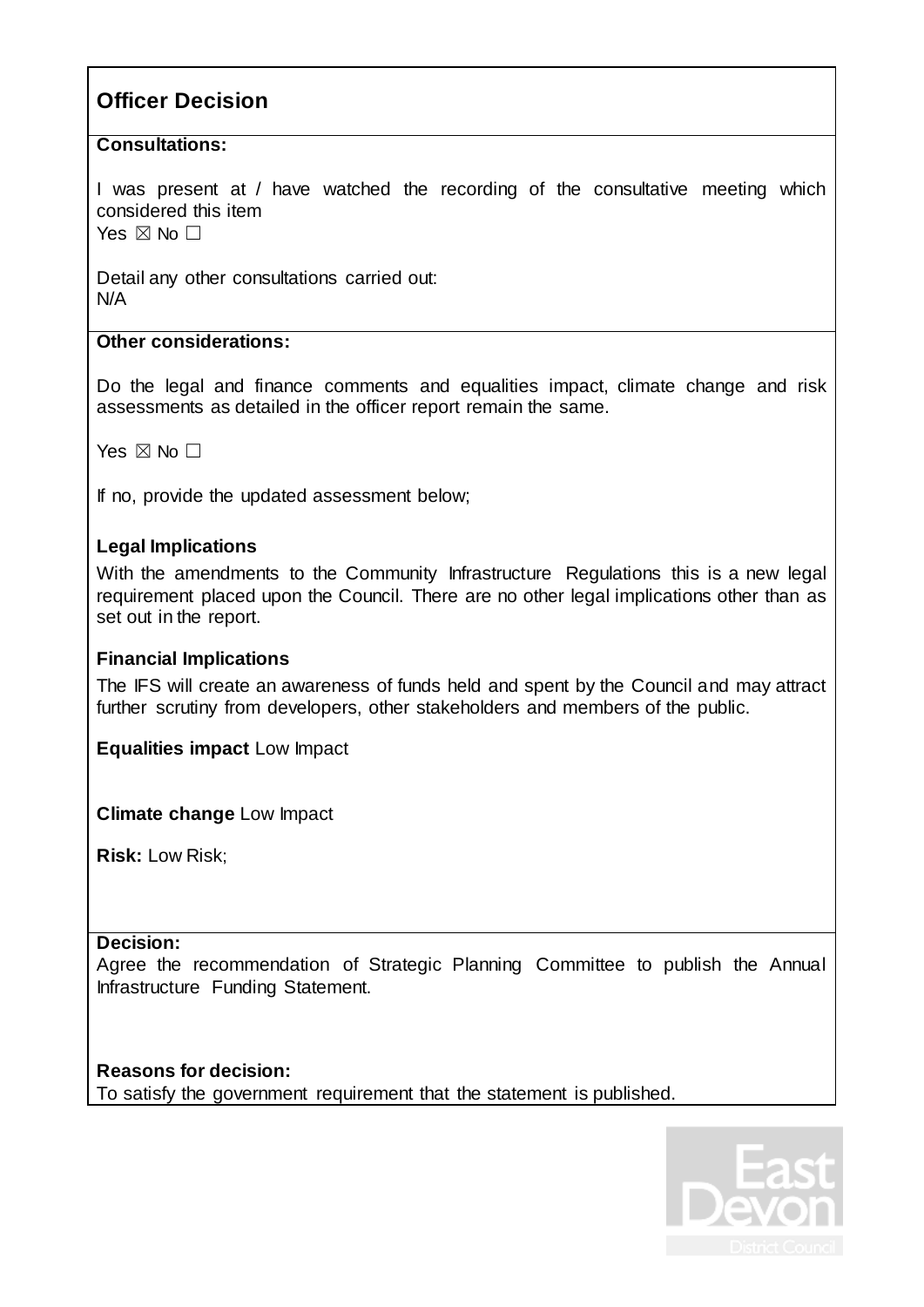## Officer Decision

**Consultations:**

I was present at / have watched the recording of the consultative meeting which considered this item
Yes ☒ No ☐

Detail any other consultations carried out:
N/A

**Other considerations:**

Do the legal and finance comments and equalities impact, climate change and risk assessments as detailed in the officer report remain the same.

Yes ☒ No ☐

If no, provide the updated assessment below;

**Legal Implications**

With the amendments to the Community Infrastructure Regulations this is a new legal requirement placed upon the Council. There are no other legal implications other than as set out in the report.

**Financial Implications**

The IFS will create an awareness of funds held and spent by the Council and may attract further scrutiny from developers, other stakeholders and members of the public.

**Equalities impact** Low Impact

**Climate change** Low Impact

**Risk:** Low Risk;

**Decision:**
Agree the recommendation of Strategic Planning Committee to publish the Annual Infrastructure Funding Statement.

**Reasons for decision:**
To satisfy the government requirement that the statement is published.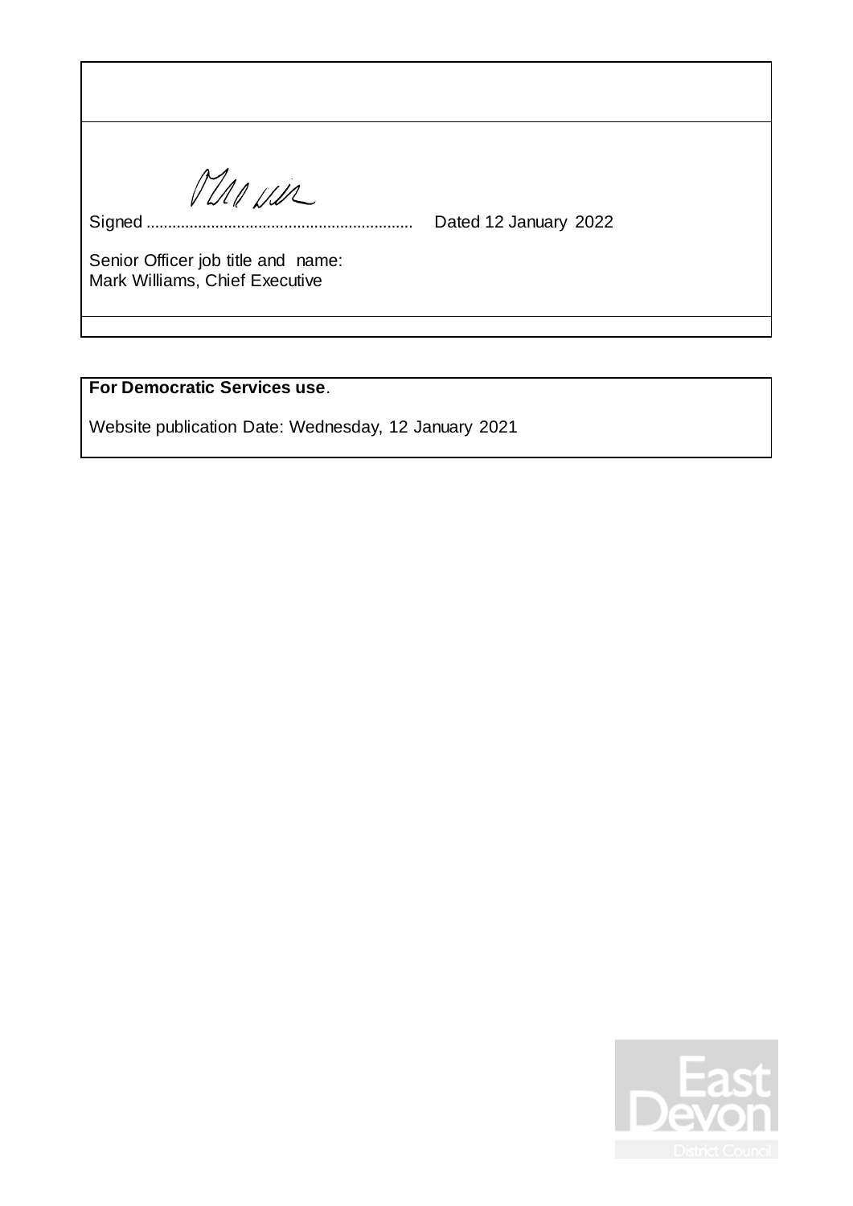Signed ............................................................. Dated 12 January 2022

Senior Officer job title and name:
Mark Williams, Chief Executive

**For Democratic Services use**.

Website publication Date: Wednesday, 12 January 2021